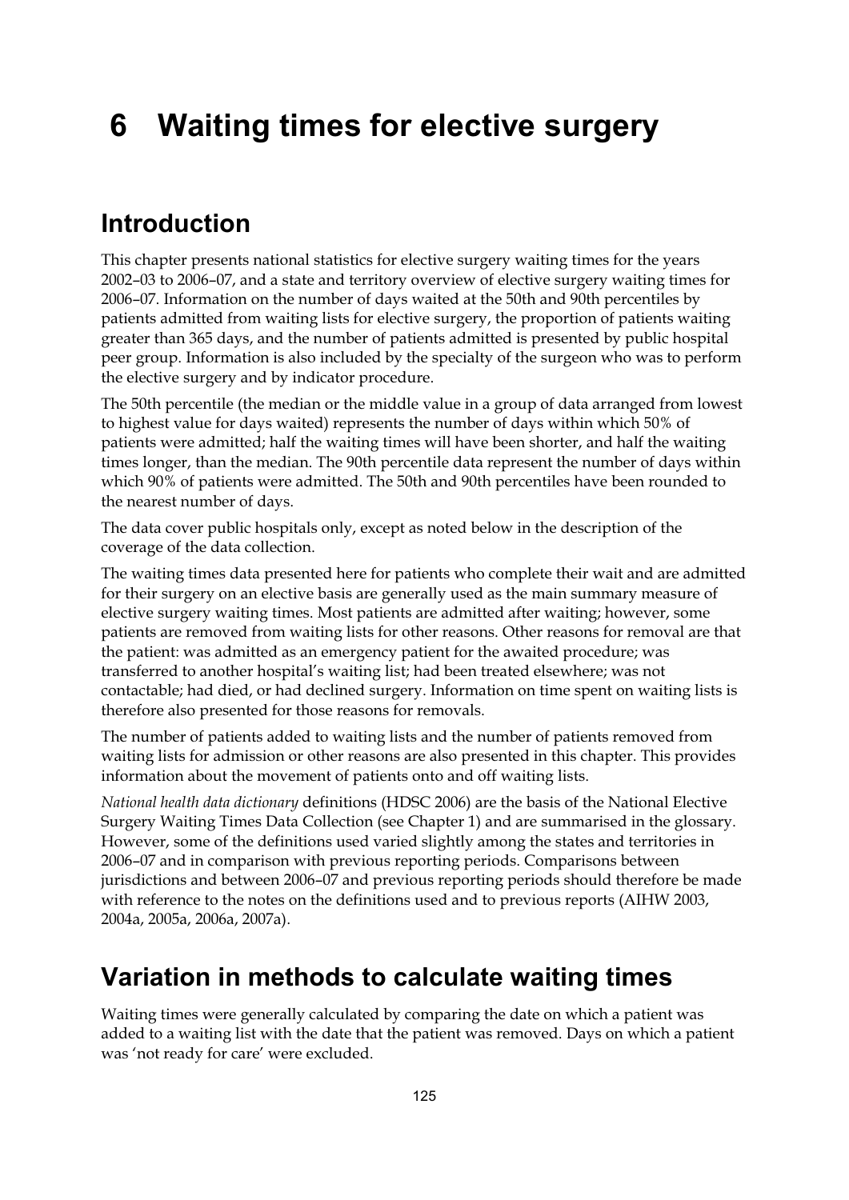# 6 Waiting times for elective surgery

## Introduction

This chapter presents national statistics for elective surgery waiting times for the years 2002–03 to 2006–07, and a state and territory overview of elective surgery waiting times for 2006–07. Information on the number of days waited at the 50th and 90th percentiles by patients admitted from waiting lists for elective surgery, the proportion of patients waiting greater than 365 days, and the number of patients admitted is presented by public hospital peer group. Information is also included by the specialty of the surgeon who was to perform the elective surgery and by indicator procedure.

The 50th percentile (the median or the middle value in a group of data arranged from lowest to highest value for days waited) represents the number of days within which 50% of patients were admitted; half the waiting times will have been shorter, and half the waiting times longer, than the median. The 90th percentile data represent the number of days within which 90% of patients were admitted. The 50th and 90th percentiles have been rounded to the nearest number of days.

The data cover public hospitals only, except as noted below in the description of the coverage of the data collection.

The waiting times data presented here for patients who complete their wait and are admitted for their surgery on an elective basis are generally used as the main summary measure of elective surgery waiting times. Most patients are admitted after waiting; however, some patients are removed from waiting lists for other reasons. Other reasons for removal are that the patient: was admitted as an emergency patient for the awaited procedure; was transferred to another hospital's waiting list; had been treated elsewhere; was not contactable; had died, or had declined surgery. Information on time spent on waiting lists is therefore also presented for those reasons for removals.

The number of patients added to waiting lists and the number of patients removed from waiting lists for admission or other reasons are also presented in this chapter. This provides information about the movement of patients onto and off waiting lists.

*National health data dictionary* definitions (HDSC 2006) are the basis of the National Elective Surgery Waiting Times Data Collection (see Chapter 1) and are summarised in the glossary. However, some of the definitions used varied slightly among the states and territories in 2006–07 and in comparison with previous reporting periods. Comparisons between jurisdictions and between 2006–07 and previous reporting periods should therefore be made with reference to the notes on the definitions used and to previous reports (AIHW 2003, 2004a, 2005a, 2006a, 2007a).

## Variation in methods to calculate waiting times

Waiting times were generally calculated by comparing the date on which a patient was added to a waiting list with the date that the patient was removed. Days on which a patient was 'not ready for care' were excluded.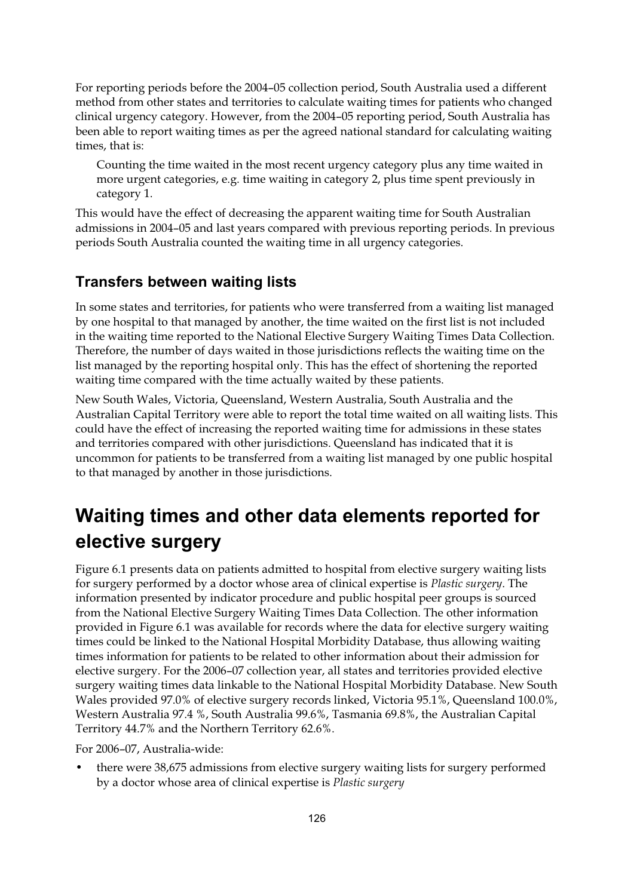For reporting periods before the 2004–05 collection period, South Australia used a different method from other states and territories to calculate waiting times for patients who changed clinical urgency category. However, from the 2004–05 reporting period, South Australia has been able to report waiting times as per the agreed national standard for calculating waiting times, that is:

> Counting the time waited in the most recent urgency category plus any time waited in more urgent categories, e.g. time waiting in category 2, plus time spent previously in category 1.

This would have the effect of decreasing the apparent waiting time for South Australian admissions in 2004–05 and last years compared with previous reporting periods. In previous periods South Australia counted the waiting time in all urgency categories.

### Transfers between waiting lists

In some states and territories, for patients who were transferred from a waiting list managed by one hospital to that managed by another, the time waited on the first list is not included in the waiting time reported to the National Elective Surgery Waiting Times Data Collection. Therefore, the number of days waited in those jurisdictions reflects the waiting time on the list managed by the reporting hospital only. This has the effect of shortening the reported waiting time compared with the time actually waited by these patients.

New South Wales, Victoria, Queensland, Western Australia, South Australia and the Australian Capital Territory were able to report the total time waited on all waiting lists. This could have the effect of increasing the reported waiting time for admissions in these states and territories compared with other jurisdictions. Queensland has indicated that it is uncommon for patients to be transferred from a waiting list managed by one public hospital to that managed by another in those jurisdictions.

## Waiting times and other data elements reported for elective surgery

Figure 6.1 presents data on patients admitted to hospital from elective surgery waiting lists for surgery performed by a doctor whose area of clinical expertise is *Plastic surgery*. The information presented by indicator procedure and public hospital peer groups is sourced from the National Elective Surgery Waiting Times Data Collection. The other information provided in Figure 6.1 was available for records where the data for elective surgery waiting times could be linked to the National Hospital Morbidity Database, thus allowing waiting times information for patients to be related to other information about their admission for elective surgery. For the 2006–07 collection year, all states and territories provided elective surgery waiting times data linkable to the National Hospital Morbidity Database. New South Wales provided 97.0% of elective surgery records linked, Victoria 95.1%, Queensland 100.0%, Western Australia 97.4 %, South Australia 99.6%, Tasmania 69.8%, the Australian Capital Territory 44.7% and the Northern Territory 62.6%.

For 2006–07, Australia-wide:

- there were 38,675 admissions from elective surgery waiting lists for surgery performed by a doctor whose area of clinical expertise is *Plastic surgery*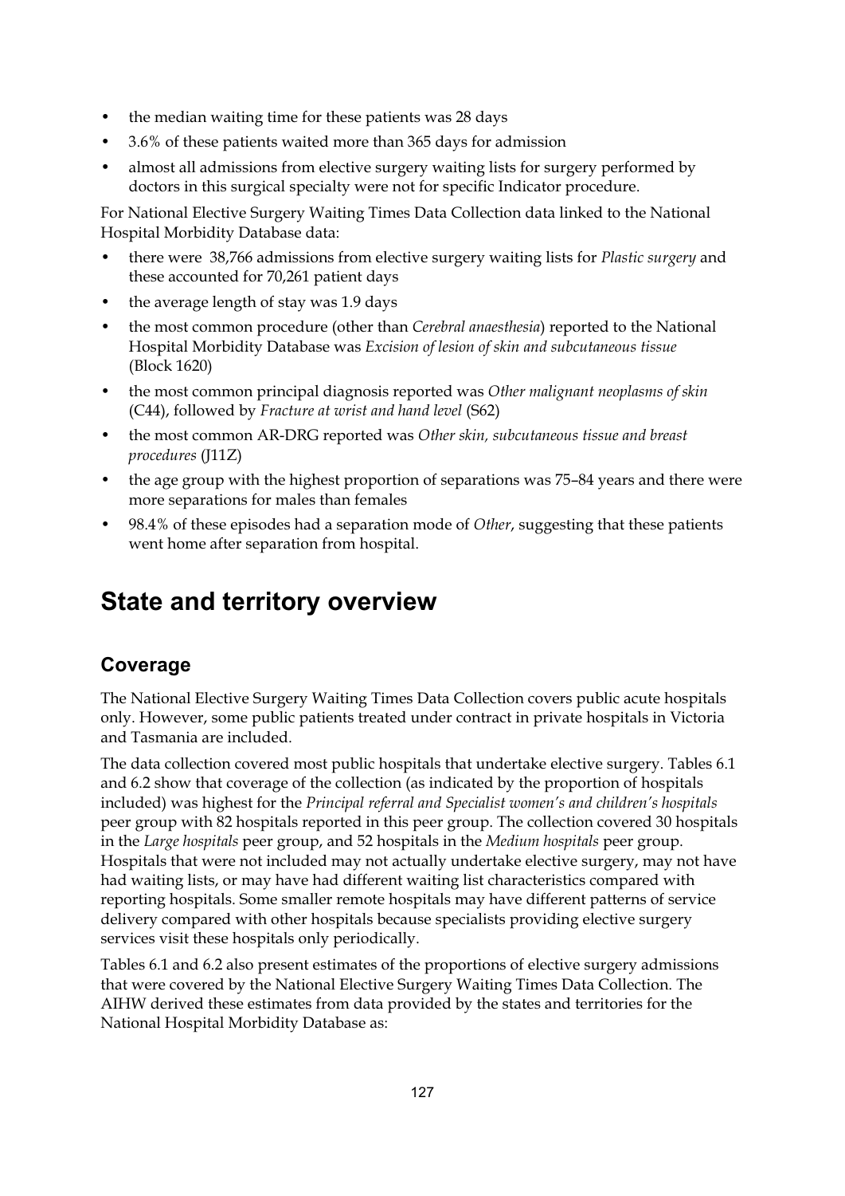- the median waiting time for these patients was 28 days
- 3.6% of these patients waited more than 365 days for admission
- almost all admissions from elective surgery waiting lists for surgery performed by doctors in this surgical specialty were not for specific Indicator procedure.

For National Elective Surgery Waiting Times Data Collection data linked to the National Hospital Morbidity Database data:

- there were 38,766 admissions from elective surgery waiting lists for *Plastic surgery* and these accounted for 70,261 patient days
- the average length of stay was 1.9 days
- the most common procedure (other than *Cerebral anaesthesia*) reported to the National Hospital Morbidity Database was *Excision of lesion of skin and subcutaneous tissue* (Block 1620)
- the most common principal diagnosis reported was *Other malignant neoplasms of skin* (C44), followed by *Fracture at wrist and hand level* (S62)
- the most common AR-DRG reported was *Other skin, subcutaneous tissue and breast procedures* (J11Z)
- the age group with the highest proportion of separations was 75–84 years and there were more separations for males than females
- 98.4% of these episodes had a separation mode of *Other*, suggesting that these patients went home after separation from hospital.

# State and territory overview

## Coverage

The National Elective Surgery Waiting Times Data Collection covers public acute hospitals only. However, some public patients treated under contract in private hospitals in Victoria and Tasmania are included.

The data collection covered most public hospitals that undertake elective surgery. Tables 6.1 and 6.2 show that coverage of the collection (as indicated by the proportion of hospitals included) was highest for the *Principal referral and Specialist women's and children's hospitals* peer group with 82 hospitals reported in this peer group. The collection covered 30 hospitals in the *Large hospitals* peer group, and 52 hospitals in the *Medium hospitals* peer group. Hospitals that were not included may not actually undertake elective surgery, may not have had waiting lists, or may have had different waiting list characteristics compared with reporting hospitals. Some smaller remote hospitals may have different patterns of service delivery compared with other hospitals because specialists providing elective surgery services visit these hospitals only periodically.

Tables 6.1 and 6.2 also present estimates of the proportions of elective surgery admissions that were covered by the National Elective Surgery Waiting Times Data Collection. The AIHW derived these estimates from data provided by the states and territories for the National Hospital Morbidity Database as: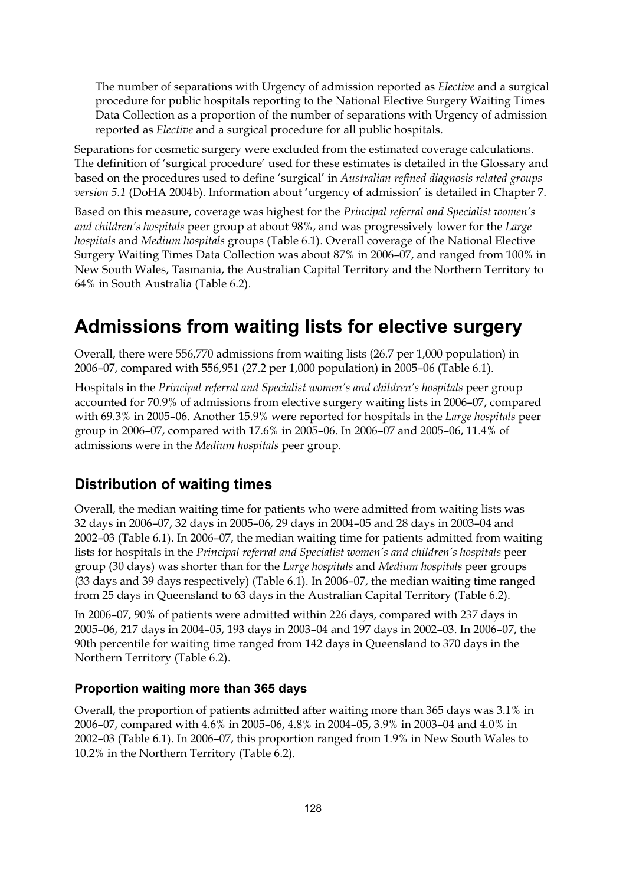The number of separations with Urgency of admission reported as *Elective* and a surgical procedure for public hospitals reporting to the National Elective Surgery Waiting Times Data Collection as a proportion of the number of separations with Urgency of admission reported as *Elective* and a surgical procedure for all public hospitals.

Separations for cosmetic surgery were excluded from the estimated coverage calculations. The definition of 'surgical procedure' used for these estimates is detailed in the Glossary and based on the procedures used to define 'surgical' in *Australian refined diagnosis related groups version 5.1* (DoHA 2004b). Information about 'urgency of admission' is detailed in Chapter 7.

Based on this measure, coverage was highest for the *Principal referral and Specialist women's and children's hospitals* peer group at about 98%, and was progressively lower for the *Large hospitals* and *Medium hospitals* groups (Table 6.1). Overall coverage of the National Elective Surgery Waiting Times Data Collection was about 87% in 2006–07, and ranged from 100% in New South Wales, Tasmania, the Australian Capital Territory and the Northern Territory to 64% in South Australia (Table 6.2).

# Admissions from waiting lists for elective surgery

Overall, there were 556,770 admissions from waiting lists (26.7 per 1,000 population) in 2006–07, compared with 556,951 (27.2 per 1,000 population) in 2005–06 (Table 6.1).

Hospitals in the *Principal referral and Specialist women's and children's hospitals* peer group accounted for 70.9% of admissions from elective surgery waiting lists in 2006–07, compared with 69.3% in 2005–06. Another 15.9% were reported for hospitals in the *Large hospitals* peer group in 2006–07, compared with 17.6% in 2005–06. In 2006–07 and 2005–06, 11.4% of admissions were in the *Medium hospitals* peer group.

## Distribution of waiting times

Overall, the median waiting time for patients who were admitted from waiting lists was 32 days in 2006–07, 32 days in 2005–06, 29 days in 2004–05 and 28 days in 2003–04 and 2002–03 (Table 6.1). In 2006–07, the median waiting time for patients admitted from waiting lists for hospitals in the *Principal referral and Specialist women's and children's hospitals* peer group (30 days) was shorter than for the *Large hospitals* and *Medium hospitals* peer groups (33 days and 39 days respectively) (Table 6.1). In 2006–07, the median waiting time ranged from 25 days in Queensland to 63 days in the Australian Capital Territory (Table 6.2).

In 2006–07, 90% of patients were admitted within 226 days, compared with 237 days in 2005–06, 217 days in 2004–05, 193 days in 2003–04 and 197 days in 2002–03. In 2006–07, the 90th percentile for waiting time ranged from 142 days in Queensland to 370 days in the Northern Territory (Table 6.2).

### Proportion waiting more than 365 days

Overall, the proportion of patients admitted after waiting more than 365 days was 3.1% in 2006–07, compared with 4.6% in 2005–06, 4.8% in 2004–05, 3.9% in 2003–04 and 4.0% in 2002–03 (Table 6.1). In 2006–07, this proportion ranged from 1.9% in New South Wales to 10.2% in the Northern Territory (Table 6.2).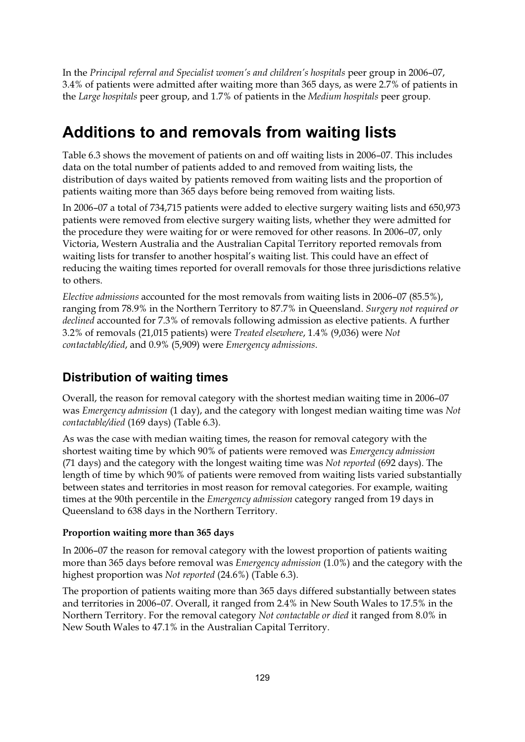In the *Principal referral and Specialist women's and children's hospitals* peer group in 2006–07, 3.4% of patients were admitted after waiting more than 365 days, as were 2.7% of patients in the *Large hospitals* peer group, and 1.7% of patients in the *Medium hospitals* peer group.

# Additions to and removals from waiting lists

Table 6.3 shows the movement of patients on and off waiting lists in 2006–07. This includes data on the total number of patients added to and removed from waiting lists, the distribution of days waited by patients removed from waiting lists and the proportion of patients waiting more than 365 days before being removed from waiting lists.

In 2006–07 a total of 734,715 patients were added to elective surgery waiting lists and 650,973 patients were removed from elective surgery waiting lists, whether they were admitted for the procedure they were waiting for or were removed for other reasons. In 2006–07, only Victoria, Western Australia and the Australian Capital Territory reported removals from waiting lists for transfer to another hospital's waiting list. This could have an effect of reducing the waiting times reported for overall removals for those three jurisdictions relative to others.

*Elective admissions* accounted for the most removals from waiting lists in 2006–07 (85.5%), ranging from 78.9% in the Northern Territory to 87.7% in Queensland. *Surgery not required or declined* accounted for 7.3% of removals following admission as elective patients. A further 3.2% of removals (21,015 patients) were *Treated elsewhere*, 1.4% (9,036) were *Not contactable/died*, and 0.9% (5,909) were *Emergency admissions*.

## Distribution of waiting times

Overall, the reason for removal category with the shortest median waiting time in 2006–07 was *Emergency admission* (1 day), and the category with longest median waiting time was *Not contactable/died* (169 days) (Table 6.3).

As was the case with median waiting times, the reason for removal category with the shortest waiting time by which 90% of patients were removed was *Emergency admission* (71 days) and the category with the longest waiting time was *Not reported* (692 days). The length of time by which 90% of patients were removed from waiting lists varied substantially between states and territories in most reason for removal categories. For example, waiting times at the 90th percentile in the *Emergency admission* category ranged from 19 days in Queensland to 638 days in the Northern Territory.

#### Proportion waiting more than 365 days

In 2006–07 the reason for removal category with the lowest proportion of patients waiting more than 365 days before removal was *Emergency admission* (1.0%) and the category with the highest proportion was *Not reported* (24.6%) (Table 6.3).

The proportion of patients waiting more than 365 days differed substantially between states and territories in 2006–07. Overall, it ranged from 2.4% in New South Wales to 17.5% in the Northern Territory. For the removal category *Not contactable or died* it ranged from 8.0% in New South Wales to 47.1% in the Australian Capital Territory.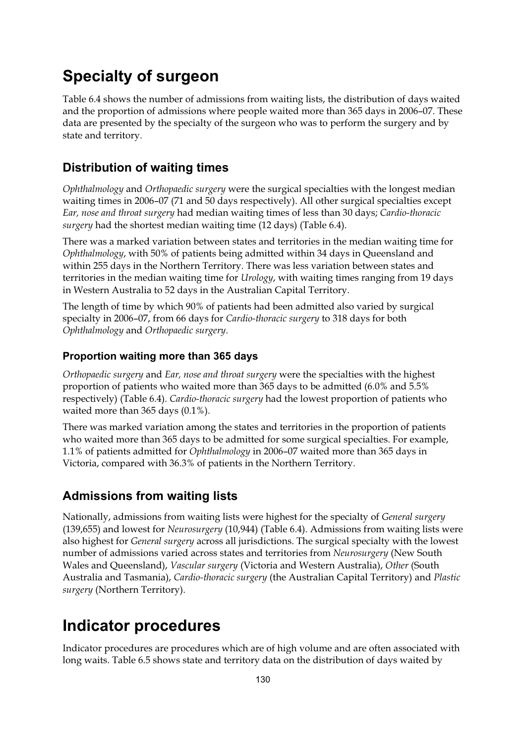# Specialty of surgeon

Table 6.4 shows the number of admissions from waiting lists, the distribution of days waited and the proportion of admissions where people waited more than 365 days in 2006–07. These data are presented by the specialty of the surgeon who was to perform the surgery and by state and territory.

## Distribution of waiting times

*Ophthalmology* and *Orthopaedic surgery* were the surgical specialties with the longest median waiting times in 2006–07 (71 and 50 days respectively). All other surgical specialties except *Ear, nose and throat surgery* had median waiting times of less than 30 days; *Cardio-thoracic surgery* had the shortest median waiting time (12 days) (Table 6.4).

There was a marked variation between states and territories in the median waiting time for *Ophthalmology*, with 50% of patients being admitted within 34 days in Queensland and within 255 days in the Northern Territory. There was less variation between states and territories in the median waiting time for *Urology*, with waiting times ranging from 19 days in Western Australia to 52 days in the Australian Capital Territory.

The length of time by which 90% of patients had been admitted also varied by surgical specialty in 2006–07, from 66 days for *Cardio-thoracic surgery* to 318 days for both *Ophthalmology* and *Orthopaedic surgery*.

### Proportion waiting more than 365 days

*Orthopaedic surgery* and *Ear, nose and throat surgery* were the specialties with the highest proportion of patients who waited more than 365 days to be admitted (6.0% and 5.5% respectively) (Table 6.4). *Cardio-thoracic surgery* had the lowest proportion of patients who waited more than 365 days (0.1%).

There was marked variation among the states and territories in the proportion of patients who waited more than 365 days to be admitted for some surgical specialties. For example, 1.1% of patients admitted for *Ophthalmology* in 2006–07 waited more than 365 days in Victoria, compared with 36.3% of patients in the Northern Territory.

## Admissions from waiting lists

Nationally, admissions from waiting lists were highest for the specialty of *General surgery* (139,655) and lowest for *Neurosurgery* (10,944) (Table 6.4). Admissions from waiting lists were also highest for *General surgery* across all jurisdictions. The surgical specialty with the lowest number of admissions varied across states and territories from *Neurosurgery* (New South Wales and Queensland), *Vascular surgery* (Victoria and Western Australia), *Other* (South Australia and Tasmania), *Cardio-thoracic surgery* (the Australian Capital Territory) and *Plastic surgery* (Northern Territory).

# Indicator procedures

Indicator procedures are procedures which are of high volume and are often associated with long waits. Table 6.5 shows state and territory data on the distribution of days waited by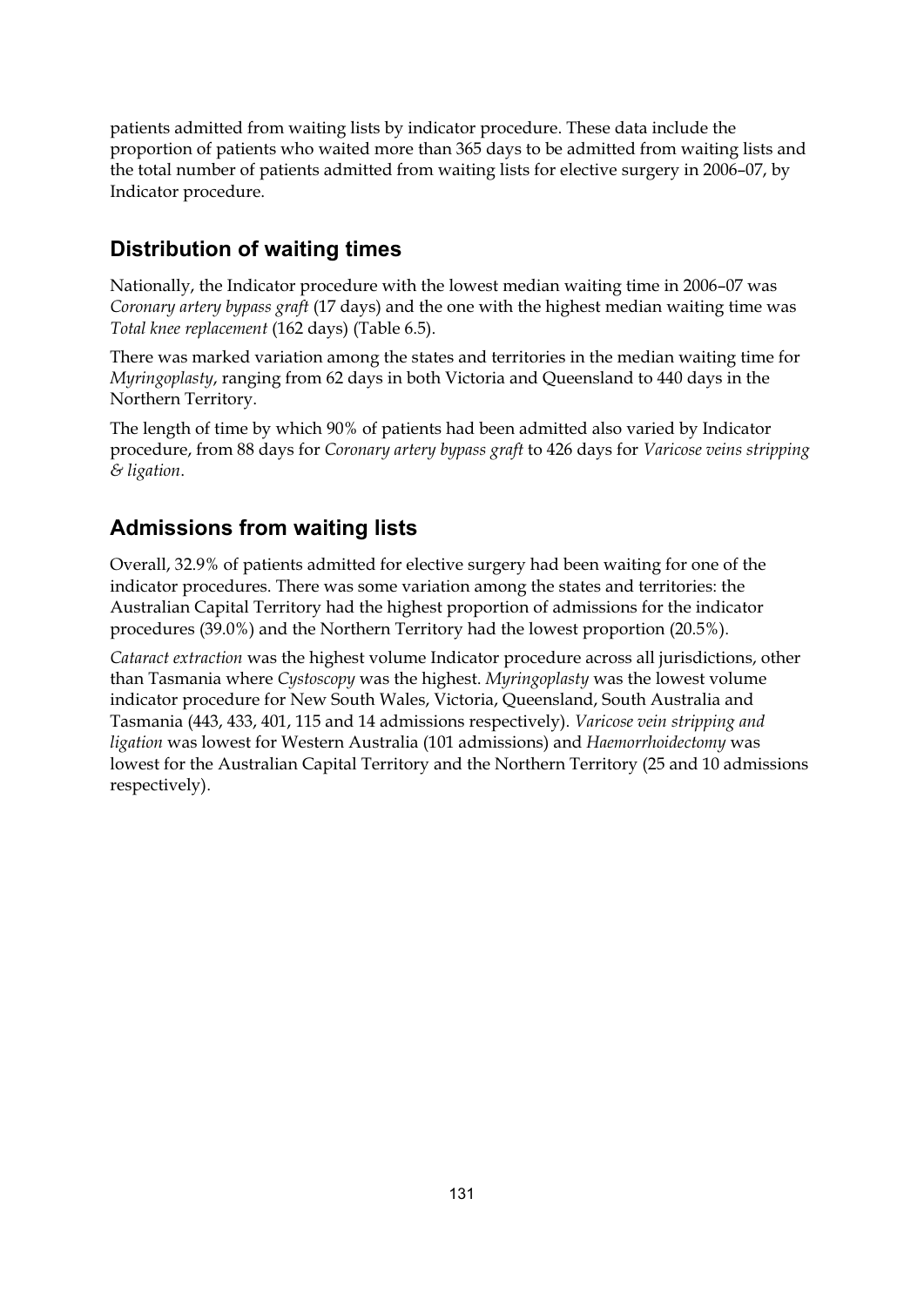patients admitted from waiting lists by indicator procedure. These data include the proportion of patients who waited more than 365 days to be admitted from waiting lists and the total number of patients admitted from waiting lists for elective surgery in 2006–07, by Indicator procedure.

## Distribution of waiting times

Nationally, the Indicator procedure with the lowest median waiting time in 2006–07 was *Coronary artery bypass graft* (17 days) and the one with the highest median waiting time was *Total knee replacement* (162 days) (Table 6.5).

There was marked variation among the states and territories in the median waiting time for *Myringoplasty*, ranging from 62 days in both Victoria and Queensland to 440 days in the Northern Territory.

The length of time by which 90% of patients had been admitted also varied by Indicator procedure, from 88 days for *Coronary artery bypass graft* to 426 days for *Varicose veins stripping & ligation*.

## Admissions from waiting lists

Overall, 32.9% of patients admitted for elective surgery had been waiting for one of the indicator procedures. There was some variation among the states and territories: the Australian Capital Territory had the highest proportion of admissions for the indicator procedures (39.0%) and the Northern Territory had the lowest proportion (20.5%).

*Cataract extraction* was the highest volume Indicator procedure across all jurisdictions, other than Tasmania where *Cystoscopy* was the highest. *Myringoplasty* was the lowest volume indicator procedure for New South Wales, Victoria, Queensland, South Australia and Tasmania (443, 433, 401, 115 and 14 admissions respectively). *Varicose vein stripping and ligation* was lowest for Western Australia (101 admissions) and *Haemorrhoidectomy* was lowest for the Australian Capital Territory and the Northern Territory (25 and 10 admissions respectively).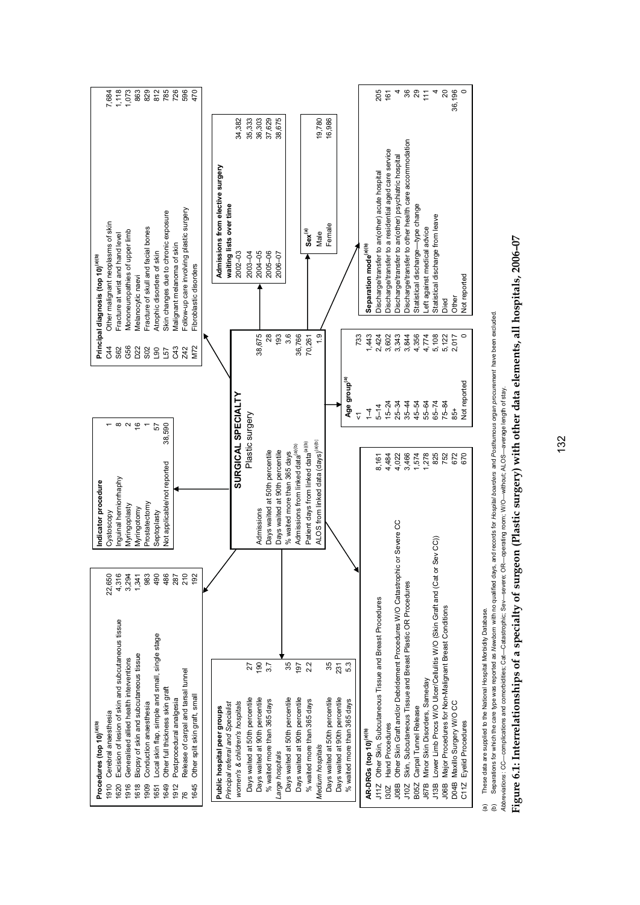**Procedures (top 10)[a][b]**

| Code | Procedure | Number |
|---|---|---|
| 1910 | Cerebral anaesthesia | 22,650 |
| 1620 | Excision of lesion of skin and subcutaneous tissue | 4,316 |
| 1916 | Generalised allied health interventions | 3,294 |
| 1618 | Biopsy of skin and subcutaneous tissue | 1,341 |
| 1909 | Conduction anaesthesia | 983 |
| 1651 | Local skin flap, simple and small, single stage | 490 |
| 1649 | Other full thickness skin graft | 486 |
| 1912 | Postprocedural analgesia | 287 |
| 76 | Release of carpal and tarsal tunnel | 210 |
| 1645 | Other split skin graft, small | 192 |

**Indicator procedure**

| Procedure | Number |
|---|---|
| Cystoscopy | 1 |
| Inguinal herniorrhaphy | 8 |
| Myringoplasty | 2 |
| Myringotomy | 16 |
| Prostatectomy | 1 |
| Septoplasty | 57 |
| Not applicable/not reported | 38,590 |

**Principal diagnosis (top 10)[a][b]**

| Code | Diagnosis | Number |
|---|---|---|
| C44 | Other malignant neoplasms of skin | 7,684 |
| S62 | Fracture at wrist and hand level | 1,118 |
| G56 | Mononeuropathies of upper limb | 1,073 |
| D22 | Melanocytic naevi | 863 |
| S02 | Fracture of skull and facial bones | 829 |
| L90 | Atrophic disorders of skin | 812 |
| L57 | Skin changes due to chronic exposure | 785 |
| C43 | Malignant melanoma of skin | 726 |
| Z42 | Follow-up care involving plastic surgery | 596 |
| M72 | Fibroblastic disorders | 470 |

**SURGICAL SPECIALTY**
Plastic surgery

| | |
|---|---|
| Admissions | 38,675 |
| Days waited at 50th percentile | 28 |
| Days waited at 90th percentile | 193 |
| % waited more than 365 days | 3.6 |
| Admissions from linked data[a][b] | 36,766 |
| Patient days from linked data[a][b] | 70,261 |
| ALOS from linked data (days)[a][b] | 1.9 |

**Public hospital peer groups**

| | |
|---|---|
| *Principal referral and Specialist women's & children's hospitals* | |
| Days waited at 50th percentile | 27 |
| Days waited at 90th percentile | 190 |
| % waited more than 365 days | 3.7 |
| *Large hospitals* | |
| Days waited at 50th percentile | 35 |
| Days waited at 90th percentile | 197 |
| % waited more than 365 days | 2.2 |
| *Medium hospitals* | |
| Days waited at 50th percentile | 35 |
| Days waited at 90th percentile | 231 |
| % waited more than 365 days | 5.3 |

**Admissions from elective surgery waiting lists over time**

| Year | Admissions |
|---|---|
| 2002–03 | 34,382 |
| 2003–04 | 35,333 |
| 2004–05 | 36,303 |
| 2005–06 | 37,629 |
| 2006–07 | 38,675 |

**Sex[a]**

| | |
|---|---|
| Male | 19,780 |
| Female | 16,986 |

**Age group[a]**

| Age | Number |
|---|---|
| <1 | 733 |
| 1–4 | 1,443 |
| 5–14 | 2,424 |
| 15–24 | 3,602 |
| 25–34 | 3,343 |
| 35–44 | 3,844 |
| 45–54 | 4,356 |
| 55–64 | 4,774 |
| 65–74 | 5,108 |
| 75–84 | 5,122 |
| 85+ | 2,017 |
| Not reported | 0 |

**AR-DRGs (top 10)[a][b]**

| Code | AR-DRG | Number |
|---|---|---|
| J11Z | Other Skin, Subcutaneous Tissue and Breast Procedures | 8,161 |
| I30Z | Hand Procedures | 4,484 |
| J08B | Other Skin Graft and/or Debridement Procedures W/O Catastrophic or Severe CC | 4,022 |
| J10Z | Skin, Subcutaneous Tissue and Breast Plastic OR Procedures | 3,466 |
| B05Z | Carpal Tunnel Release | 1,574 |
| J67B | Minor Skin Disorders, Sameday | 1,278 |
| J13B | Lower Limb Procs W/O Ulcer/Cellulitis W/O (Skin Graft and (Cat or Sev CC)) | 825 |
| J06B | Major Procedures for Non-Malignant Breast Conditions | 752 |
| D04B | Maxillo Surgery W/O CC | 672 |
| C11Z | Eyelid Procedures | 670 |

**Separation mode[a][b]**

| Mode | Number |
|---|---|
| Discharge/transfer to an(other) acute hospital | 205 |
| Discharge/transfer to a residential aged care service | 161 |
| Discharge/transfer to an(other) psychiatric hospital | 4 |
| Discharge/transfer to other health care accommodation | 36 |
| Statistical discharge—type change | 29 |
| Left against medical advice | 111 |
| Statistical discharge from leave | 4 |
| Died | 20 |
| Other | 36,196 |
| Not reported | 0 |

(a) These data are supplied to the National Hospital Morbidity Database.
(b) Separations for which the care type was reported as *Newborn* with no qualified days, and records for *Hospital boarders* and *Posthumous organ procurement* have been excluded.
*Abbreviations*: CC—complications and comorbidities; Cat—Catastrophic; Sev—severe; OR—operating room; W/O—without; ALOS—average length of stay.

**Figure 6.1: Interrelationships of a specialty of surgeon (Plastic surgery) with other data elements, all hospitals, 2006–07**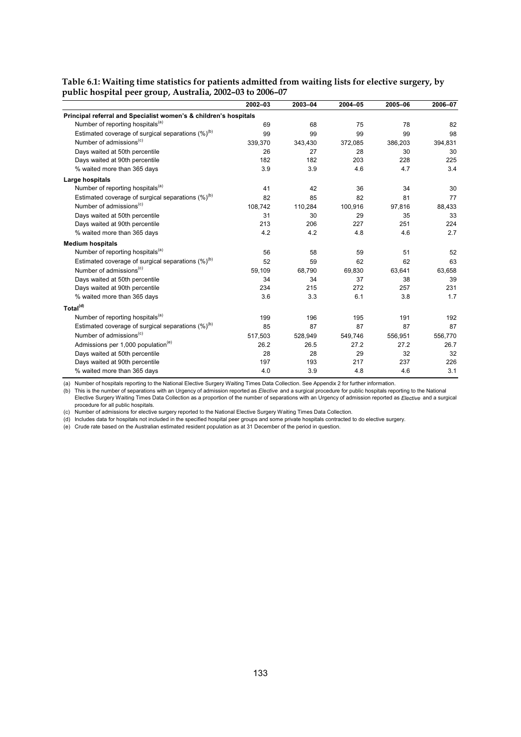**Table 6.1: Waiting time statistics for patients admitted from waiting lists for elective surgery, by public hospital peer group, Australia, 2002–03 to 2006–07**

| | 2002–03 | 2003–04 | 2004–05 | 2005–06 | 2006–07 |
|---|---|---|---|---|---|
| **Principal referral and Specialist women's & children's hospitals** | | | | | |
| Number of reporting hospitals[(a)] | 69 | 68 | 75 | 78 | 82 |
| Estimated coverage of surgical separations (%)[(b)] | 99 | 99 | 99 | 99 | 98 |
| Number of admissions[(c)] | 339,370 | 343,430 | 372,085 | 386,203 | 394,831 |
| Days waited at 50th percentile | 26 | 27 | 28 | 30 | 30 |
| Days waited at 90th percentile | 182 | 182 | 203 | 228 | 225 |
| % waited more than 365 days | 3.9 | 3.9 | 4.6 | 4.7 | 3.4 |
| **Large hospitals** | | | | | |
| Number of reporting hospitals[(a)] | 41 | 42 | 36 | 34 | 30 |
| Estimated coverage of surgical separations (%)[(b)] | 82 | 85 | 82 | 81 | 77 |
| Number of admissions[(c)] | 108,742 | 110,284 | 100,916 | 97,816 | 88,433 |
| Days waited at 50th percentile | 31 | 30 | 29 | 35 | 33 |
| Days waited at 90th percentile | 213 | 206 | 227 | 251 | 224 |
| % waited more than 365 days | 4.2 | 4.2 | 4.8 | 4.6 | 2.7 |
| **Medium hospitals** | | | | | |
| Number of reporting hospitals[(a)] | 56 | 58 | 59 | 51 | 52 |
| Estimated coverage of surgical separations (%)[(b)] | 52 | 59 | 62 | 62 | 63 |
| Number of admissions[(c)] | 59,109 | 68,790 | 69,830 | 63,641 | 63,658 |
| Days waited at 50th percentile | 34 | 34 | 37 | 38 | 39 |
| Days waited at 90th percentile | 234 | 215 | 272 | 257 | 231 |
| % waited more than 365 days | 3.6 | 3.3 | 6.1 | 3.8 | 1.7 |
| **Total[(d)]** | | | | | |
| Number of reporting hospitals[(a)] | 199 | 196 | 195 | 191 | 192 |
| Estimated coverage of surgical separations (%)[(b)] | 85 | 87 | 87 | 87 | 87 |
| Number of admissions[(c)] | 517,503 | 528,949 | 549,746 | 556,951 | 556,770 |
| Admissions per 1,000 population[(e)] | 26.2 | 26.5 | 27.2 | 27.2 | 26.7 |
| Days waited at 50th percentile | 28 | 28 | 29 | 32 | 32 |
| Days waited at 90th percentile | 197 | 193 | 217 | 237 | 226 |
| % waited more than 365 days | 4.0 | 3.9 | 4.8 | 4.6 | 3.1 |

(a) Number of hospitals reporting to the National Elective Surgery Waiting Times Data Collection. See Appendix 2 for further information.

(b) This is the number of separations with an Urgency of admission reported as *Elective* and a surgical procedure for public hospitals reporting to the National Elective Surgery Waiting Times Data Collection as a proportion of the number of separations with an Urgency of admission reported as *Elective* and a surgical procedure for all public hospitals.

(c) Number of admissions for elective surgery reported to the National Elective Surgery Waiting Times Data Collection.

(d) Includes data for hospitals not included in the specified hospital peer groups and some private hospitals contracted to do elective surgery.

(e) Crude rate based on the Australian estimated resident population as at 31 December of the period in question.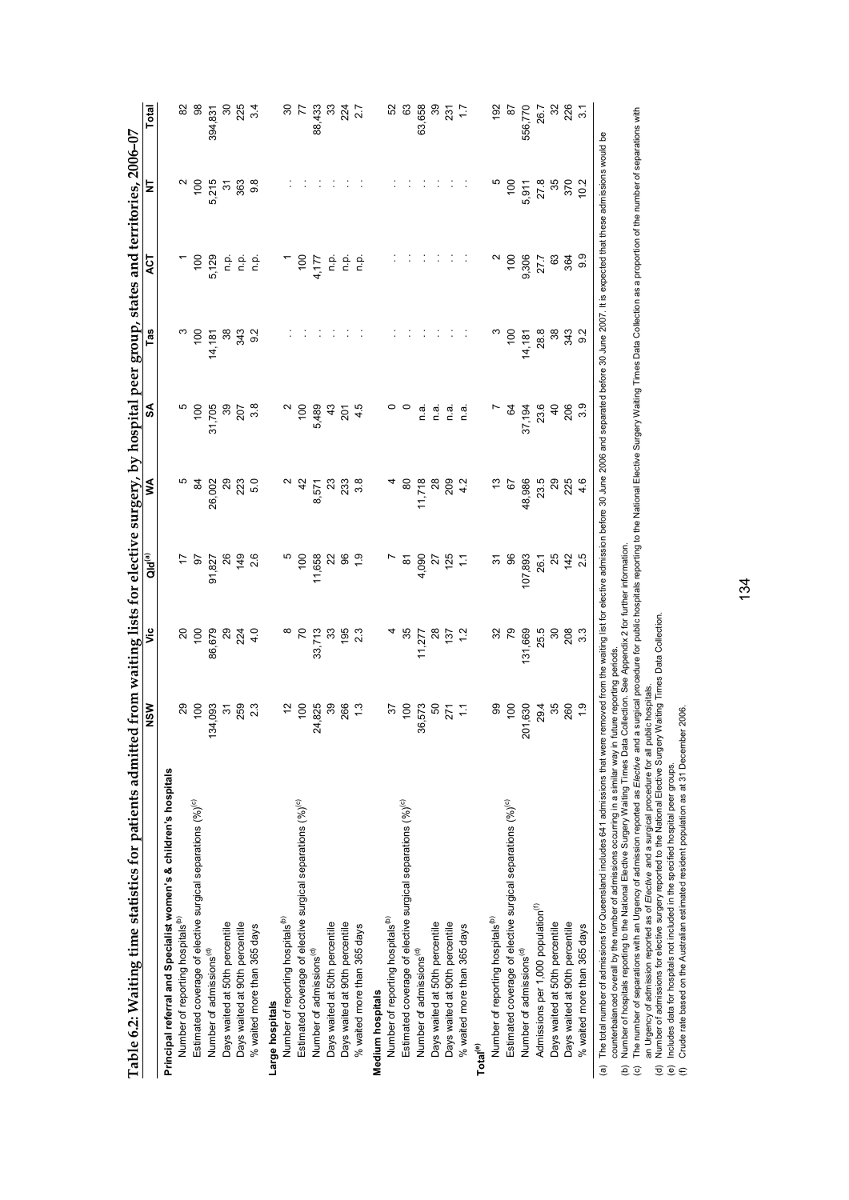# Table 6.2: Waiting time statistics for patients admitted from waiting lists for elective surgery, by hospital peer group, states and territories, 2006–07

| | NSW | Vic | Qld[(a)] | WA | SA | Tas | ACT | NT | Total |
|---|---|---|---|---|---|---|---|---|---|
| **Principal referral and Specialist women's & children's hospitals** | | | | | | | | | |
| Number of reporting hospitals[(b)] | 29 | 20 | 17 | 5 | 5 | 3 | 1 | 2 | 82 |
| Estimated coverage of elective surgical separations (%)[(c)] | 100 | 100 | 97 | 84 | 100 | 100 | 100 | 100 | 98 |
| Number of admissions[(d)] | 134,093 | 86,679 | 91,827 | 26,002 | 31,705 | 14,181 | 5,129 | 5,215 | 394,831 |
| Days waited at 50th percentile | 31 | 29 | 26 | 29 | 39 | 38 | n.p. | 31 | 30 |
| Days waited at 90th percentile | 259 | 224 | 149 | 223 | 207 | 343 | n.p. | 363 | 225 |
| % waited more than 365 days | 2.3 | 4.0 | 2.6 | 5.0 | 3.8 | 9.2 | n.p. | 9.8 | 3.4 |
| **Large hospitals** | | | | | | | | | |
| Number of reporting hospitals[(b)] | 12 | 8 | 5 | 2 | 2 | . . | 1 | . . | 30 |
| Estimated coverage of elective surgical separations (%)[(c)] | 100 | 70 | 100 | 42 | 100 | . . | 100 | . . | 77 |
| Number of admissions[(d)] | 24,825 | 33,713 | 11,658 | 8,571 | 5,489 | . . | 4,177 | . . | 88,433 |
| Days waited at 50th percentile | 39 | 33 | 22 | 23 | 43 | . . | n.p. | . . | 33 |
| Days waited at 90th percentile | 266 | 195 | 96 | 233 | 201 | . . | n.p. | . . | 224 |
| % waited more than 365 days | 1.3 | 2.3 | 1.9 | 3.8 | 4.5 | . . | n.p. | . . | 2.7 |
| **Medium hospitals** | | | | | | | | | |
| Number of reporting hospitals[(b)] | 37 | 4 | 7 | 4 | 0 | . . | . . | . . | 52 |
| Estimated coverage of elective surgical separations (%)[(c)] | 100 | 35 | 81 | 80 | 0 | . . | . . | . . | 63 |
| Number of admissions[(d)] | 36,573 | 11,277 | 4,090 | 11,718 | n.a. | . . | . . | . . | 63,658 |
| Days waited at 50th percentile | 50 | 28 | 27 | 28 | n.a. | . . | . . | . . | 39 |
| Days waited at 90th percentile | 271 | 137 | 125 | 209 | n.a. | . . | . . | . . | 231 |
| % waited more than 365 days | 1.1 | 1.2 | 1.1 | 4.2 | n.a. | . . | . . | . . | 1.7 |
| **Total[(e)]** | | | | | | | | | |
| Number of reporting hospitals[(b)] | 99 | 32 | 31 | 13 | 7 | 3 | 2 | 5 | 192 |
| Estimated coverage of elective surgical separations (%)[(c)] | 100 | 79 | 96 | 67 | 64 | 100 | 100 | 100 | 87 |
| Number of admissions[(d)] | 201,630 | 131,669 | 107,893 | 48,986 | 37,194 | 14,181 | 9,306 | 5,911 | 556,770 |
| Admissions per 1,000 population[(f)] | 29.4 | 25.5 | 26.1 | 23.5 | 23.6 | 28.8 | 27.7 | 27.8 | 26.7 |
| Days waited at 50th percentile | 35 | 30 | 25 | 29 | 40 | 38 | 63 | 35 | 32 |
| Days waited at 90th percentile | 260 | 208 | 142 | 225 | 206 | 343 | 364 | 370 | 226 |
| % waited more than 365 days | 1.9 | 3.3 | 2.5 | 4.6 | 3.9 | 9.2 | 9.9 | 10.2 | 3.1 |

(a) The total number of admissions for Queensland includes 641 admissions that were removed from the waiting list for elective admission before 30 June 2006 and separated before 30 June 2007. It is expected that these admissions would be counterbalanced overall by the number of admissions occurring in a similar way in future reporting periods.

(b) Number of hospitals reporting to the National Elective Surgery Waiting Times Data Collection. See Appendix 2 for further information.

(c) The number of separations with an Urgency of admission reported as *Elective* and a surgical procedure for public hospitals reporting to the National Elective Surgery Waiting Times Data Collection as a proportion of the number of separations with an Urgency of admission reported as of *Elective* and a surgical procedure for all public hospitals.

(d) Number of admissions for elective surgery reported to the National Elective Surgery Waiting Times Data Collection.

(e) Includes data for hospitals not included in the specified hospital peer groups.

(f) Crude rate based on the Australian estimated resident population as at 31 December 2006.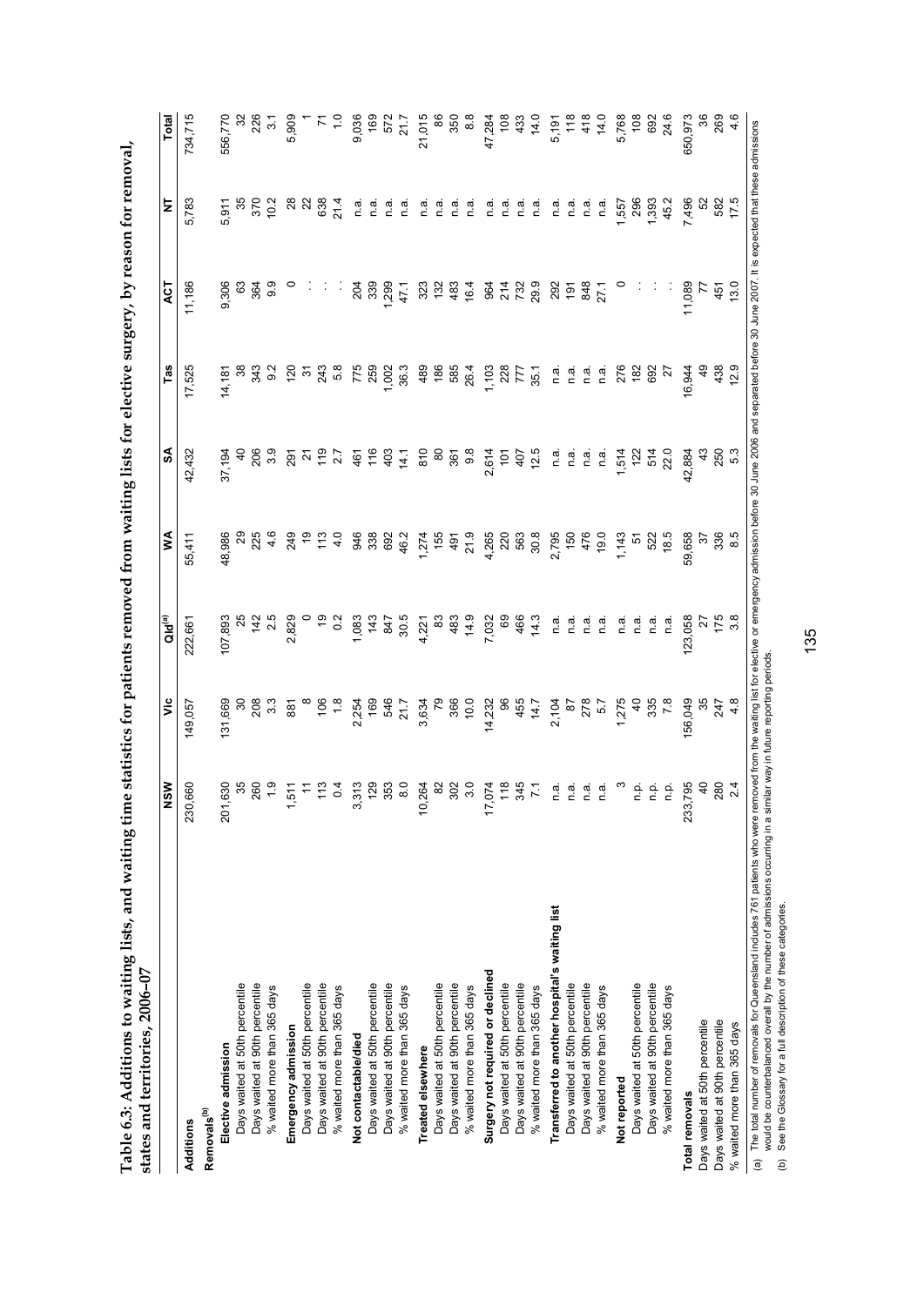**Table 6.3: Additions to waiting lists, and waiting time statistics for patients removed from waiting lists for elective surgery, by reason for removal, states and territories, 2006–07**

| | NSW | Vic | Qld[(a)] | WA | SA | Tas | ACT | NT | Total |
|---|---|---|---|---|---|---|---|---|---|
| **Additions** | 230,660 | 149,057 | 222,661 | 55,411 | 42,432 | 17,525 | 11,186 | 5,783 | 734,715 |
| **Removals[(b)]** | | | | | | | | | |
| **Elective admission** | 201,630 | 131,669 | 107,893 | 48,986 | 37,194 | 14,181 | 9,306 | 5,911 | 556,770 |
| Days waited at 50th percentile | 35 | 30 | 25 | 29 | 40 | 38 | 63 | 35 | 32 |
| Days waited at 90th percentile | 260 | 208 | 142 | 225 | 206 | 343 | 364 | 370 | 226 |
| % waited more than 365 days | 1.9 | 3.3 | 2.5 | 4.6 | 3.9 | 9.2 | 9.9 | 10.2 | 3.1 |
| **Emergency admission** | 1,511 | 881 | 2,829 | 249 | 291 | 120 | 0 | 28 | 5,909 |
| Days waited at 50th percentile | 11 | 8 | 0 | 19 | 21 | 31 | . . | 22 | 1 |
| Days waited at 90th percentile | 113 | 106 | 19 | 113 | 119 | 243 | . . | 638 | 71 |
| % waited more than 365 days | 0.4 | 1.8 | 0.2 | 4.0 | 2.7 | 5.8 | . . | 21.4 | 1.0 |
| **Not contactable/died** | 3,313 | 2,254 | 1,083 | 946 | 461 | 775 | 204 | n.a. | 9,036 |
| Days waited at 50th percentile | 129 | 169 | 143 | 338 | 116 | 259 | 339 | n.a. | 169 |
| Days waited at 90th percentile | 353 | 546 | 847 | 692 | 403 | 1,002 | 1,299 | n.a. | 572 |
| % waited more than 365 days | 8.0 | 21.7 | 30.5 | 46.2 | 14.1 | 36.3 | 47.1 | n.a. | 21.7 |
| **Treated elsewhere** | 10,264 | 3,634 | 4,221 | 1,274 | 810 | 489 | 323 | n.a. | 21,015 |
| Days waited at 50th percentile | 82 | 79 | 83 | 155 | 80 | 186 | 132 | n.a. | 86 |
| Days waited at 90th percentile | 302 | 366 | 483 | 491 | 361 | 585 | 483 | n.a. | 350 |
| % waited more than 365 days | 3.0 | 10.0 | 14.9 | 21.9 | 9.8 | 26.4 | 16.4 | n.a. | 8.8 |
| **Surgery not required or declined** | 17,074 | 14,232 | 7,032 | 4,265 | 2,614 | 1,103 | 964 | n.a. | 47,284 |
| Days waited at 50th percentile | 118 | 96 | 69 | 220 | 101 | 228 | 214 | n.a. | 108 |
| Days waited at 90th percentile | 345 | 455 | 466 | 563 | 407 | 777 | 732 | n.a. | 433 |
| % waited more than 365 days | 7.1 | 14.7 | 14.3 | 30.8 | 12.5 | 35.1 | 29.9 | n.a. | 14.0 |
| **Transferred to another hospital's waiting list** | n.a. | 2,104 | n.a. | 2,795 | n.a. | n.a. | 292 | n.a. | 5,191 |
| Days waited at 50th percentile | n.a. | 87 | n.a. | 150 | n.a. | n.a. | 191 | n.a. | 118 |
| Days waited at 90th percentile | n.a. | 278 | n.a. | 476 | n.a. | n.a. | 848 | n.a. | 418 |
| % waited more than 365 days | n.a. | 5.7 | n.a. | 19.0 | n.a. | n.a. | 27.1 | n.a. | 14.0 |
| **Not reported** | 3 | 1,275 | n.a. | 1,143 | 1,514 | 276 | 0 | 1,557 | 5,768 |
| Days waited at 50th percentile | n.p. | 40 | n.a. | 51 | 122 | 182 | . . | 296 | 108 |
| Days waited at 90th percentile | n.p. | 335 | n.a. | 522 | 514 | 692 | . . | 1,393 | 692 |
| % waited more than 365 days | n.p. | 7.8 | n.a. | 18.5 | 22.0 | 27 | . . | 45.2 | 24.6 |
| **Total removals** | 233,795 | 156,049 | 123,058 | 59,658 | 42,884 | 16,944 | 11,089 | 7,496 | 650,973 |
| Days waited at 50th percentile | 40 | 35 | 27 | 37 | 43 | 49 | 77 | 52 | 36 |
| Days waited at 90th percentile | 280 | 247 | 175 | 336 | 250 | 438 | 451 | 582 | 269 |
| % waited more than 365 days | 2.4 | 4.8 | 3.8 | 8.5 | 5.3 | 12.9 | 13.0 | 17.5 | 4.6 |

(a) The total number of removals for Queensland includes 761 patients who were removed from the waiting list for elective or emergency admission before 30 June 2006 and separated before 30 June 2007. It is expected that these admissions would be counterbalanced overall by the number of admissions occurring in a similar way in future reporting periods.

(b) See the Glossary for a full description of these categories.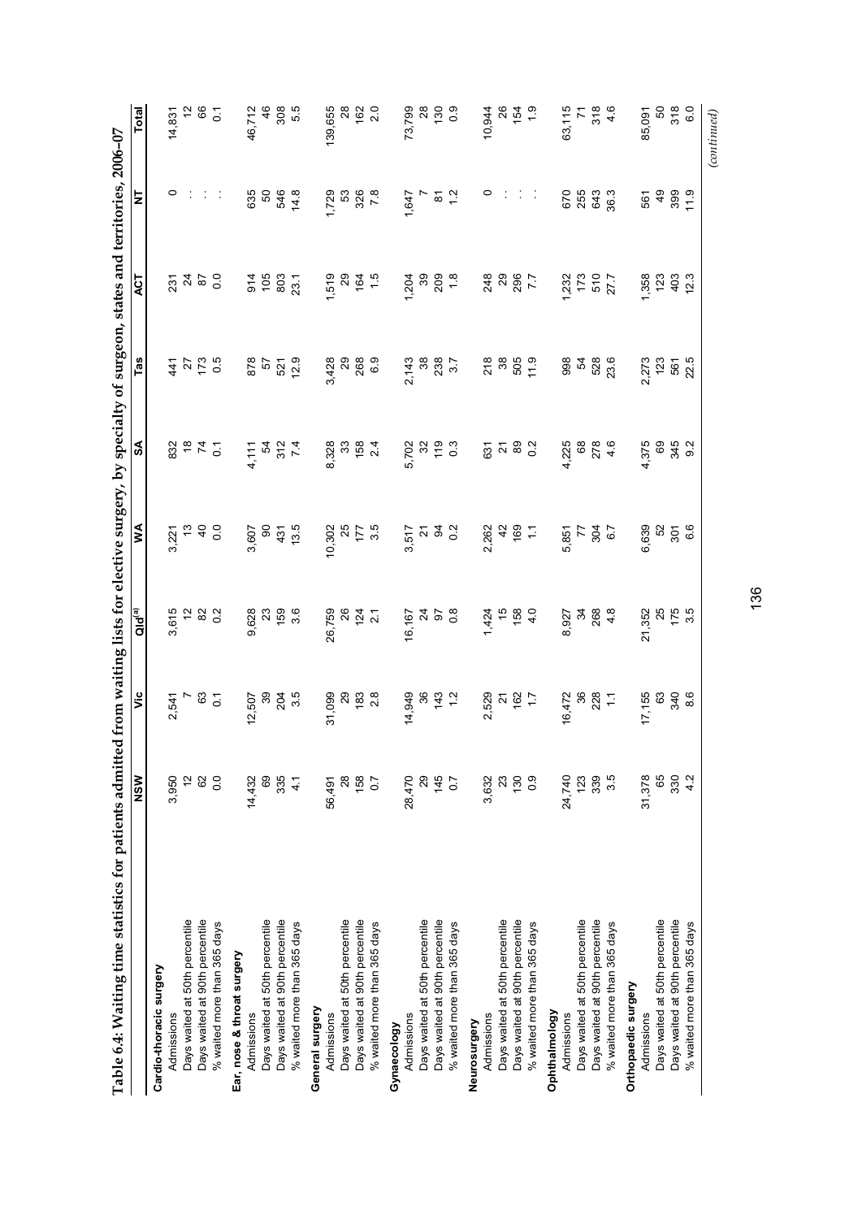**Table 6.4: Waiting time statistics for patients admitted from waiting lists for elective surgery, by specialty of surgeon, states and territories, 2006–07**

| | NSW | Vic | Qld[(a)] | WA | SA | Tas | ACT | NT | Total |
|---|---|---|---|---|---|---|---|---|---|
| **Cardio-thoracic surgery** | | | | | | | | | |
| Admissions | 3,950 | 2,541 | 3,615 | 3,221 | 832 | 441 | 231 | 0 | 14,831 |
| Days waited at 50th percentile | 12 | 7 | 12 | 13 | 18 | 27 | 24 | . . | 12 |
| Days waited at 90th percentile | 62 | 63 | 82 | 40 | 74 | 173 | 87 | . . | 66 |
| % waited more than 365 days | 0.0 | 0.1 | 0.2 | 0.0 | 0.1 | 0.5 | 0.0 | . . | 0.1 |
| **Ear, nose & throat surgery** | | | | | | | | | |
| Admissions | 14,432 | 12,507 | 9,628 | 3,607 | 4,111 | 878 | 914 | 635 | 46,712 |
| Days waited at 50th percentile | 69 | 39 | 23 | 90 | 54 | 57 | 105 | 50 | 46 |
| Days waited at 90th percentile | 335 | 204 | 159 | 431 | 312 | 521 | 803 | 546 | 308 |
| % waited more than 365 days | 4.1 | 3.5 | 3.6 | 13.5 | 7.4 | 12.9 | 23.1 | 14.8 | 5.5 |
| **General surgery** | | | | | | | | | |
| Admissions | 56,491 | 31,099 | 26,759 | 10,302 | 8,328 | 3,428 | 1,519 | 1,729 | 139,655 |
| Days waited at 50th percentile | 28 | 29 | 26 | 25 | 33 | 29 | 29 | 53 | 28 |
| Days waited at 90th percentile | 158 | 183 | 124 | 177 | 158 | 268 | 164 | 326 | 162 |
| % waited more than 365 days | 0.7 | 2.8 | 2.1 | 3.5 | 2.4 | 6.9 | 1.5 | 7.8 | 2.0 |
| **Gynaecology** | | | | | | | | | |
| Admissions | 28,470 | 14,949 | 16,167 | 3,517 | 5,702 | 2,143 | 1,204 | 1,647 | 73,799 |
| Days waited at 50th percentile | 29 | 36 | 24 | 21 | 32 | 38 | 39 | 7 | 28 |
| Days waited at 90th percentile | 145 | 143 | 97 | 94 | 119 | 238 | 209 | 81 | 130 |
| % waited more than 365 days | 0.7 | 1.2 | 0.8 | 0.2 | 0.3 | 3.7 | 1.8 | 1.2 | 0.9 |
| **Neurosurgery** | | | | | | | | | |
| Admissions | 3,632 | 2,529 | 1,424 | 2,262 | 631 | 218 | 248 | 0 | 10,944 |
| Days waited at 50th percentile | 23 | 21 | 15 | 42 | 21 | 38 | 29 | . . | 26 |
| Days waited at 90th percentile | 130 | 162 | 158 | 169 | 89 | 505 | 296 | . . | 154 |
| % waited more than 365 days | 0.9 | 1.7 | 4.0 | 1.1 | 0.2 | 11.9 | 7.7 | . . | 1.9 |
| **Ophthalmology** | | | | | | | | | |
| Admissions | 24,740 | 16,472 | 8,927 | 5,851 | 4,225 | 998 | 1,232 | 670 | 63,115 |
| Days waited at 50th percentile | 123 | 36 | 34 | 77 | 68 | 54 | 173 | 255 | 71 |
| Days waited at 90th percentile | 339 | 228 | 268 | 304 | 278 | 528 | 510 | 643 | 318 |
| % waited more than 365 days | 3.5 | 1.1 | 4.8 | 6.7 | 4.6 | 23.6 | 27.7 | 36.3 | 4.6 |
| **Orthopaedic surgery** | | | | | | | | | |
| Admissions | 31,378 | 17,155 | 21,352 | 6,639 | 4,375 | 2,273 | 1,358 | 561 | 85,091 |
| Days waited at 50th percentile | 65 | 63 | 25 | 52 | 69 | 123 | 123 | 49 | 50 |
| Days waited at 90th percentile | 330 | 340 | 175 | 301 | 345 | 561 | 403 | 399 | 318 |
| % waited more than 365 days | 4.2 | 8.6 | 3.5 | 6.6 | 9.2 | 22.5 | 12.3 | 11.9 | 6.0 |

*(continued)*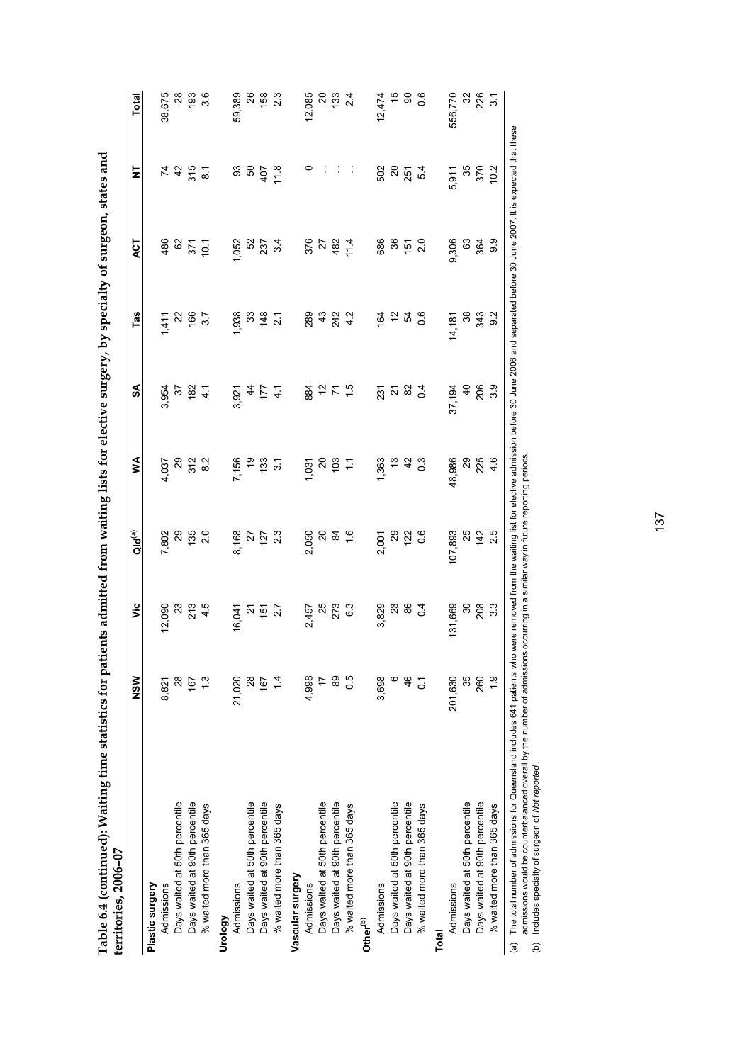**Table 6.4 (continued): Waiting time statistics for patients admitted from waiting lists for elective surgery, by specialty of surgeon, states and territories, 2006–07**

| | NSW | Vic | Qld[(a)] | WA | SA | Tas | ACT | NT | Total |
|---|---|---|---|---|---|---|---|---|---|
| **Plastic surgery** | | | | | | | | | |
| Admissions | 8,821 | 12,090 | 7,802 | 4,037 | 3,954 | 1,411 | 486 | 74 | 38,675 |
| Days waited at 50th percentile | 28 | 23 | 29 | 29 | 37 | 22 | 62 | 42 | 28 |
| Days waited at 90th percentile | 167 | 213 | 135 | 312 | 182 | 166 | 371 | 315 | 193 |
| % waited more than 365 days | 1.3 | 4.5 | 2.0 | 8.2 | 4.1 | 3.7 | 10.1 | 8.1 | 3.6 |
| **Urology** | | | | | | | | | |
| Admissions | 21,020 | 16,041 | 8,168 | 7,156 | 3,921 | 1,938 | 1,052 | 93 | 59,389 |
| Days waited at 50th percentile | 28 | 21 | 27 | 19 | 44 | 33 | 52 | 50 | 26 |
| Days waited at 90th percentile | 167 | 151 | 127 | 133 | 177 | 148 | 237 | 407 | 158 |
| % waited more than 365 days | 1.4 | 2.7 | 2.3 | 3.1 | 4.1 | 2.1 | 3.4 | 11.8 | 2.3 |
| **Vascular surgery** | | | | | | | | | |
| Admissions | 4,998 | 2,457 | 2,050 | 1,031 | 884 | 289 | 376 | 0 | 12,085 |
| Days waited at 50th percentile | 17 | 25 | 20 | 20 | 12 | 43 | 27 | . . | 20 |
| Days waited at 90th percentile | 89 | 273 | 84 | 103 | 71 | 242 | 482 | . . | 133 |
| % waited more than 365 days | 0.5 | 6.3 | 1.6 | 1.1 | 1.5 | 4.2 | 11.4 | . . | 2.4 |
| **Other[(b)]** | | | | | | | | | |
| Admissions | 3,698 | 3,829 | 2,001 | 1,363 | 231 | 164 | 686 | 502 | 12,474 |
| Days waited at 50th percentile | 6 | 23 | 29 | 13 | 21 | 12 | 36 | 20 | 15 |
| Days waited at 90th percentile | 46 | 86 | 122 | 42 | 82 | 54 | 151 | 251 | 90 |
| % waited more than 365 days | 0.1 | 0.4 | 0.6 | 0.3 | 0.4 | 0.6 | 2.0 | 5.4 | 0.6 |
| **Total** | | | | | | | | | |
| Admissions | 201,630 | 131,669 | 107,893 | 48,986 | 37,194 | 14,181 | 9,306 | 5,911 | 556,770 |
| Days waited at 50th percentile | 35 | 30 | 25 | 29 | 40 | 38 | 63 | 35 | 32 |
| Days waited at 90th percentile | 260 | 208 | 142 | 225 | 206 | 343 | 364 | 370 | 226 |
| % waited more than 365 days | 1.9 | 3.3 | 2.5 | 4.6 | 3.9 | 9.2 | 9.9 | 10.2 | 3.1 |

(a) The total number of admissions for Queensland includes 641 patients who were removed from the waiting list for elective admission before 30 June 2006 and separated before 30 June 2007. It is expected that these admissions would be counterbalanced overall by the number of admissions occurring in a similar way in future reporting periods.

(b) Includes specialty of surgeon of *Not reported*.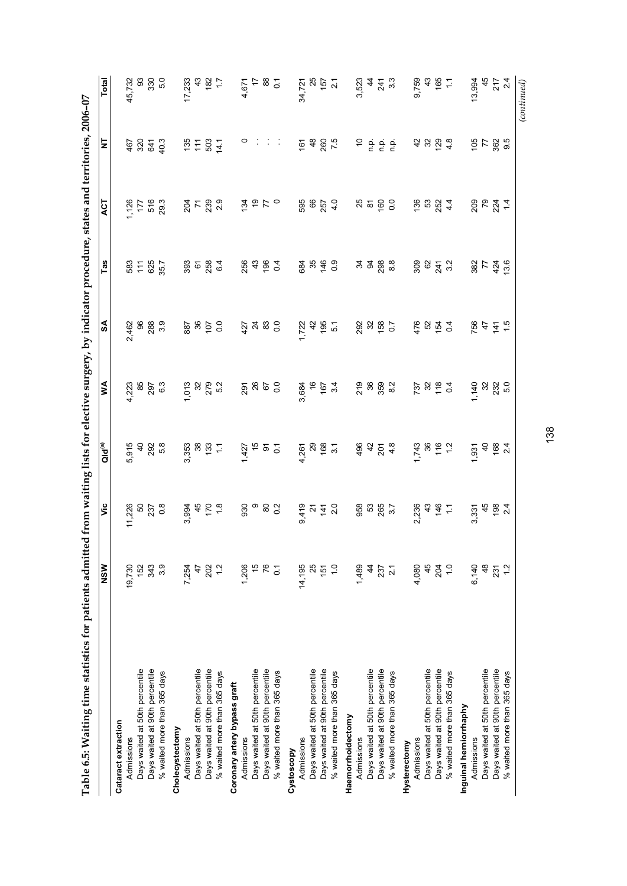**Table 6.5: Waiting time statistics for patients admitted from waiting lists for elective surgery, by indicator procedure, states and territories, 2006–07**

| | NSW | Vic | Qld[(a)] | WA | SA | Tas | ACT | NT | Total |
|---|---|---|---|---|---|---|---|---|---|
| **Cataract extraction** | | | | | | | | | |
| Admissions | 19,730 | 11,226 | 5,915 | 4,223 | 2,462 | 583 | 1,126 | 467 | 45,732 |
| Days waited at 50th percentile | 152 | 50 | 40 | 85 | 96 | 111 | 177 | 320 | 93 |
| Days waited at 90th percentile | 343 | 237 | 292 | 297 | 288 | 625 | 516 | 641 | 330 |
| % waited more than 365 days | 3.9 | 0.8 | 5.8 | 6.3 | 3.9 | 35.7 | 29.3 | 40.3 | 5.0 |
| **Cholecystectomy** | | | | | | | | | |
| Admissions | 7,254 | 3,994 | 3,353 | 1,013 | 887 | 393 | 204 | 135 | 17,233 |
| Days waited at 50th percentile | 47 | 45 | 38 | 32 | 36 | 61 | 71 | 111 | 43 |
| Days waited at 90th percentile | 202 | 170 | 133 | 279 | 107 | 258 | 239 | 503 | 182 |
| % waited more than 365 days | 1.2 | 1.8 | 1.1 | 5.2 | 0.0 | 6.4 | 2.9 | 14.1 | 1.7 |
| **Coronary artery bypass graft** | | | | | | | | | |
| Admissions | 1,206 | 930 | 1,427 | 291 | 427 | 256 | 134 | 0 | 4,671 |
| Days waited at 50th percentile | 15 | 9 | 15 | 26 | 24 | 43 | 19 | . . | 17 |
| Days waited at 90th percentile | 76 | 80 | 91 | 67 | 83 | 196 | 77 | . . | 88 |
| % waited more than 365 days | 0.1 | 0.2 | 0.1 | 0.0 | 0.0 | 0.4 | 0 | . . | 0.1 |
| **Cystoscopy** | | | | | | | | | |
| Admissions | 14,195 | 9,419 | 4,261 | 3,684 | 1,722 | 684 | 595 | 161 | 34,721 |
| Days waited at 50th percentile | 25 | 21 | 29 | 16 | 42 | 35 | 66 | 48 | 25 |
| Days waited at 90th percentile | 151 | 141 | 168 | 167 | 195 | 146 | 257 | 260 | 157 |
| % waited more than 365 days | 1.0 | 2.0 | 3.1 | 3.4 | 5.1 | 0.9 | 4.0 | 7.5 | 2.1 |
| **Haemorrhoidectomy** | | | | | | | | | |
| Admissions | 1,489 | 958 | 496 | 219 | 292 | 34 | 25 | 10 | 3,523 |
| Days waited at 50th percentile | 44 | 53 | 42 | 36 | 32 | 94 | 81 | n.p. | 44 |
| Days waited at 90th percentile | 237 | 265 | 201 | 359 | 158 | 298 | 160 | n.p. | 241 |
| % waited more than 365 days | 2.1 | 3.7 | 4.8 | 8.2 | 0.7 | 8.8 | 0.0 | n.p. | 3.3 |
| **Hysterectomy** | | | | | | | | | |
| Admissions | 4,080 | 2,236 | 1,743 | 737 | 476 | 309 | 136 | 42 | 9,759 |
| Days waited at 50th percentile | 45 | 43 | 36 | 32 | 52 | 62 | 53 | 32 | 43 |
| Days waited at 90th percentile | 204 | 146 | 116 | 118 | 154 | 241 | 252 | 129 | 165 |
| % waited more than 365 days | 1.0 | 1.1 | 1.2 | 0.4 | 0.4 | 3.2 | 4.4 | 4.8 | 1.1 |
| **Inguinal herniorrhaphy** | | | | | | | | | |
| Admissions | 6,140 | 3,331 | 1,931 | 1,140 | 756 | 382 | 209 | 105 | 13,994 |
| Days waited at 50th percentile | 48 | 45 | 40 | 32 | 47 | 77 | 79 | 77 | 45 |
| Days waited at 90th percentile | 231 | 198 | 168 | 232 | 141 | 424 | 224 | 362 | 217 |
| % waited more than 365 days | 1.2 | 2.4 | 2.4 | 5.0 | 1.5 | 13.6 | 1.4 | 9.5 | 2.4 |

*(continued)*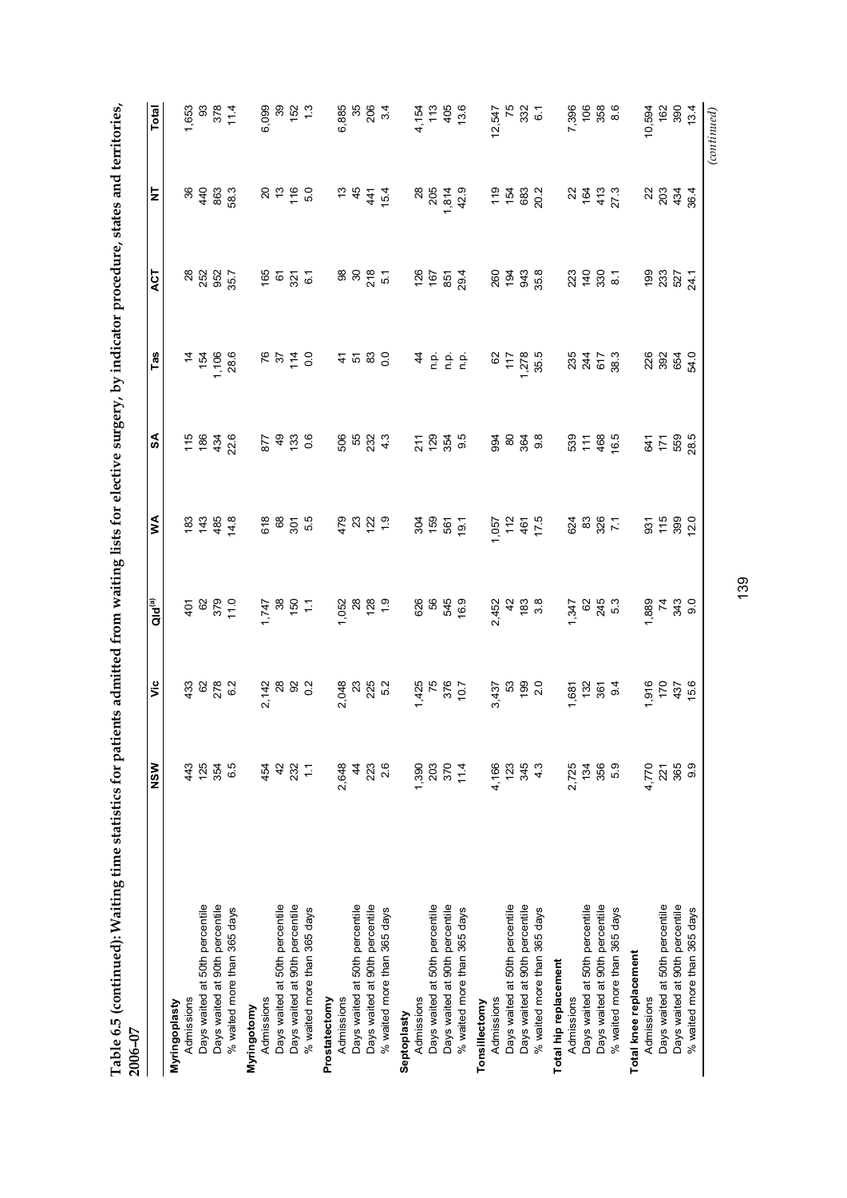**Table 6.5 (continued): Waiting time statistics for patients admitted from waiting lists for elective surgery, by indicator procedure, states and territories, 2006–07**

| | NSW | Vic | Qld[(a)] | WA | SA | Tas | ACT | NT | Total |
|---|---|---|---|---|---|---|---|---|---|
| **Myringoplasty** | | | | | | | | | |
| Admissions | 443 | 433 | 401 | 183 | 115 | 14 | 28 | 36 | 1,653 |
| Days waited at 50th percentile | 125 | 62 | 62 | 143 | 186 | 154 | 252 | 440 | 93 |
| Days waited at 90th percentile | 354 | 278 | 379 | 485 | 434 | 1,106 | 952 | 863 | 378 |
| % waited more than 365 days | 6.5 | 6.2 | 11.0 | 14.8 | 22.6 | 28.6 | 35.7 | 58.3 | 11.4 |
| **Myringotomy** | | | | | | | | | |
| Admissions | 454 | 2,142 | 1,747 | 618 | 877 | 76 | 165 | 20 | 6,099 |
| Days waited at 50th percentile | 42 | 28 | 38 | 68 | 49 | 37 | 61 | 13 | 39 |
| Days waited at 90th percentile | 232 | 92 | 150 | 301 | 133 | 114 | 321 | 116 | 152 |
| % waited more than 365 days | 1.1 | 0.2 | 1.1 | 5.5 | 0.6 | 0.0 | 6.1 | 5.0 | 1.3 |
| **Prostatectomy** | | | | | | | | | |
| Admissions | 2,648 | 2,048 | 1,052 | 479 | 506 | 41 | 98 | 13 | 6,885 |
| Days waited at 50th percentile | 44 | 23 | 28 | 23 | 55 | 51 | 30 | 45 | 35 |
| Days waited at 90th percentile | 223 | 225 | 128 | 122 | 232 | 83 | 218 | 441 | 206 |
| % waited more than 365 days | 2.6 | 5.2 | 1.9 | 1.9 | 4.3 | 0.0 | 5.1 | 15.4 | 3.4 |
| **Septoplasty** | | | | | | | | | |
| Admissions | 1,390 | 1,425 | 626 | 304 | 211 | 44 | 126 | 28 | 4,154 |
| Days waited at 50th percentile | 203 | 75 | 56 | 159 | 129 | n.p. | 167 | 205 | 113 |
| Days waited at 90th percentile | 370 | 376 | 545 | 561 | 354 | n.p. | 851 | 1,814 | 405 |
| % waited more than 365 days | 11.4 | 10.7 | 16.9 | 19.1 | 9.5 | n.p. | 29.4 | 42.9 | 13.6 |
| **Tonsillectomy** | | | | | | | | | |
| Admissions | 4,166 | 3,437 | 2,452 | 1,057 | 994 | 62 | 260 | 119 | 12,547 |
| Days waited at 50th percentile | 123 | 53 | 42 | 112 | 80 | 117 | 194 | 154 | 75 |
| Days waited at 90th percentile | 345 | 199 | 183 | 461 | 364 | 1,278 | 943 | 683 | 332 |
| % waited more than 365 days | 4.3 | 2.0 | 3.8 | 17.5 | 9.8 | 35.5 | 35.8 | 20.2 | 6.1 |
| **Total hip replacement** | | | | | | | | | |
| Admissions | 2,725 | 1,681 | 1,347 | 624 | 539 | 235 | 223 | 22 | 7,396 |
| Days waited at 50th percentile | 134 | 132 | 62 | 83 | 111 | 244 | 140 | 164 | 106 |
| Days waited at 90th percentile | 356 | 361 | 245 | 326 | 468 | 617 | 330 | 413 | 358 |
| % waited more than 365 days | 5.9 | 9.4 | 5.3 | 7.1 | 16.5 | 38.3 | 8.1 | 27.3 | 8.6 |
| **Total knee replacement** | | | | | | | | | |
| Admissions | 4,770 | 1,916 | 1,889 | 931 | 641 | 226 | 199 | 22 | 10,594 |
| Days waited at 50th percentile | 221 | 170 | 74 | 115 | 171 | 392 | 233 | 203 | 162 |
| Days waited at 90th percentile | 365 | 437 | 343 | 399 | 559 | 654 | 527 | 434 | 390 |
| % waited more than 365 days | 9.9 | 15.6 | 9.0 | 12.0 | 28.5 | 54.0 | 24.1 | 36.4 | 13.4 |

*(continued)*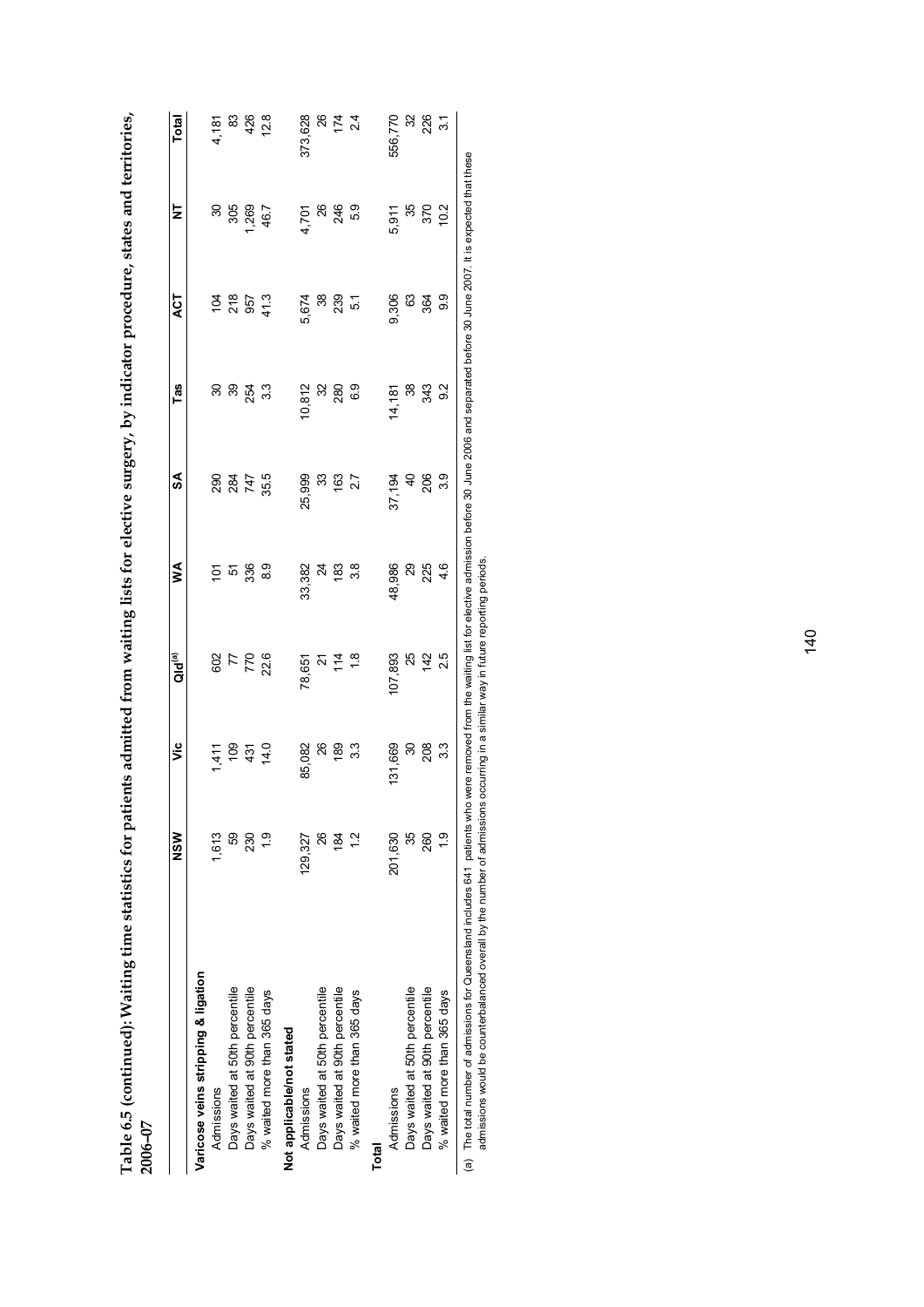**Table 6.5 (continued): Waiting time statistics for patients admitted from waiting lists for elective surgery, by indicator procedure, states and territories, 2006–07**

| | NSW | Vic | Qld[(a)] | WA | SA | Tas | ACT | NT | Total |
|---|---|---|---|---|---|---|---|---|---|
| **Varicose veins stripping & ligation** | | | | | | | | | |
| Admissions | 1,613 | 1,411 | 602 | 101 | 290 | 30 | 104 | 30 | 4,181 |
| Days waited at 50th percentile | 59 | 109 | 77 | 51 | 284 | 39 | 218 | 305 | 83 |
| Days waited at 90th percentile | 230 | 431 | 770 | 336 | 747 | 254 | 957 | 1,269 | 426 |
| % waited more than 365 days | 1.9 | 14.0 | 22.6 | 8.9 | 35.5 | 3.3 | 41.3 | 46.7 | 12.8 |
| **Not applicable/not stated** | | | | | | | | | |
| Admissions | 129,327 | 85,082 | 78,651 | 33,382 | 25,999 | 10,812 | 5,674 | 4,701 | 373,628 |
| Days waited at 50th percentile | 26 | 26 | 21 | 24 | 33 | 32 | 38 | 26 | 26 |
| Days waited at 90th percentile | 184 | 189 | 114 | 183 | 163 | 280 | 239 | 246 | 174 |
| % waited more than 365 days | 1.2 | 3.3 | 1.8 | 3.8 | 2.7 | 6.9 | 5.1 | 5.9 | 2.4 |
| **Total** | | | | | | | | | |
| Admissions | 201,630 | 131,669 | 107,893 | 48,986 | 37,194 | 14,181 | 9,306 | 5,911 | 556,770 |
| Days waited at 50th percentile | 35 | 30 | 25 | 29 | 40 | 38 | 63 | 35 | 32 |
| Days waited at 90th percentile | 260 | 208 | 142 | 225 | 206 | 343 | 364 | 370 | 226 |
| % waited more than 365 days | 1.9 | 3.3 | 2.5 | 4.6 | 3.9 | 9.2 | 9.9 | 10.2 | 3.1 |

(a) The total number of admissions for Queensland includes 641 patients who were removed from the waiting list for elective admission before 30 June 2006 and separated before 30 June 2007. It is expected that these admissions would be counterbalanced overall by the number of admissions occurring in a similar way in future reporting periods.